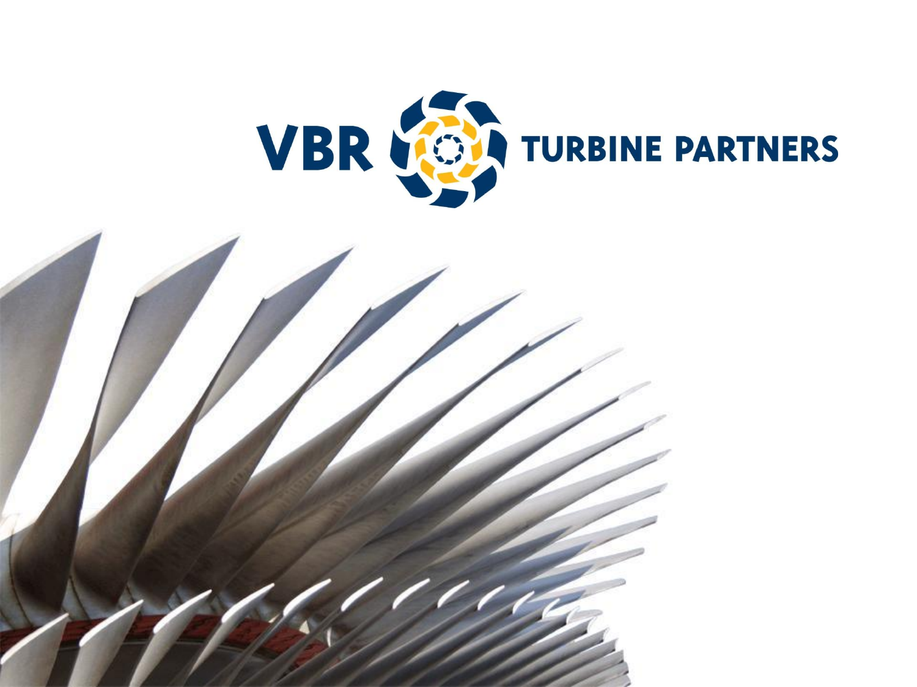# VBR TURBINE PARTNERS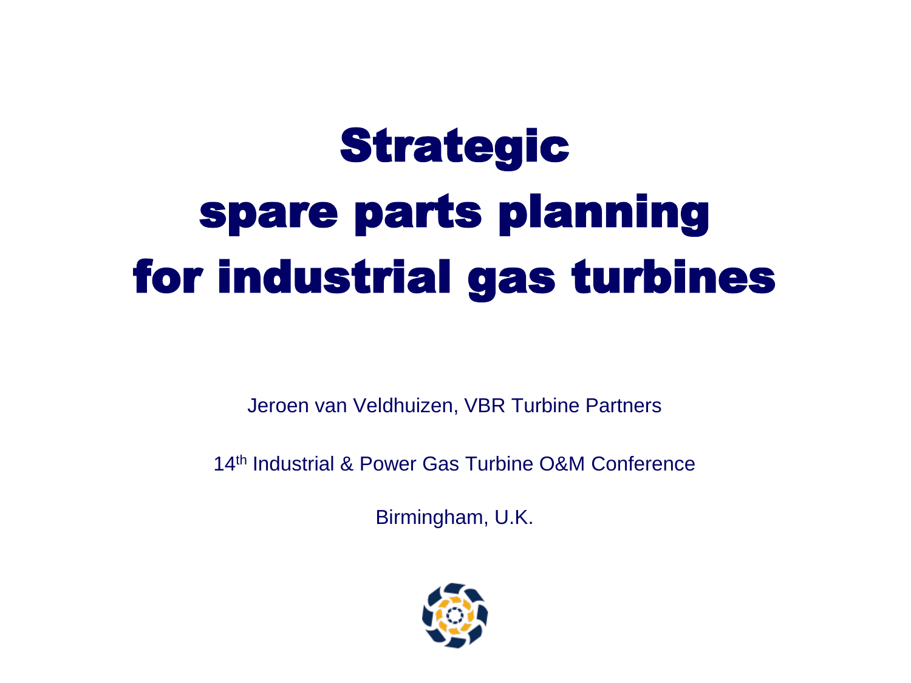# Strategic spare parts planning for industrial gas turbines

Jeroen van Veldhuizen, VBR Turbine Partners

14th Industrial & Power Gas Turbine O&M Conference

Birmingham, U.K.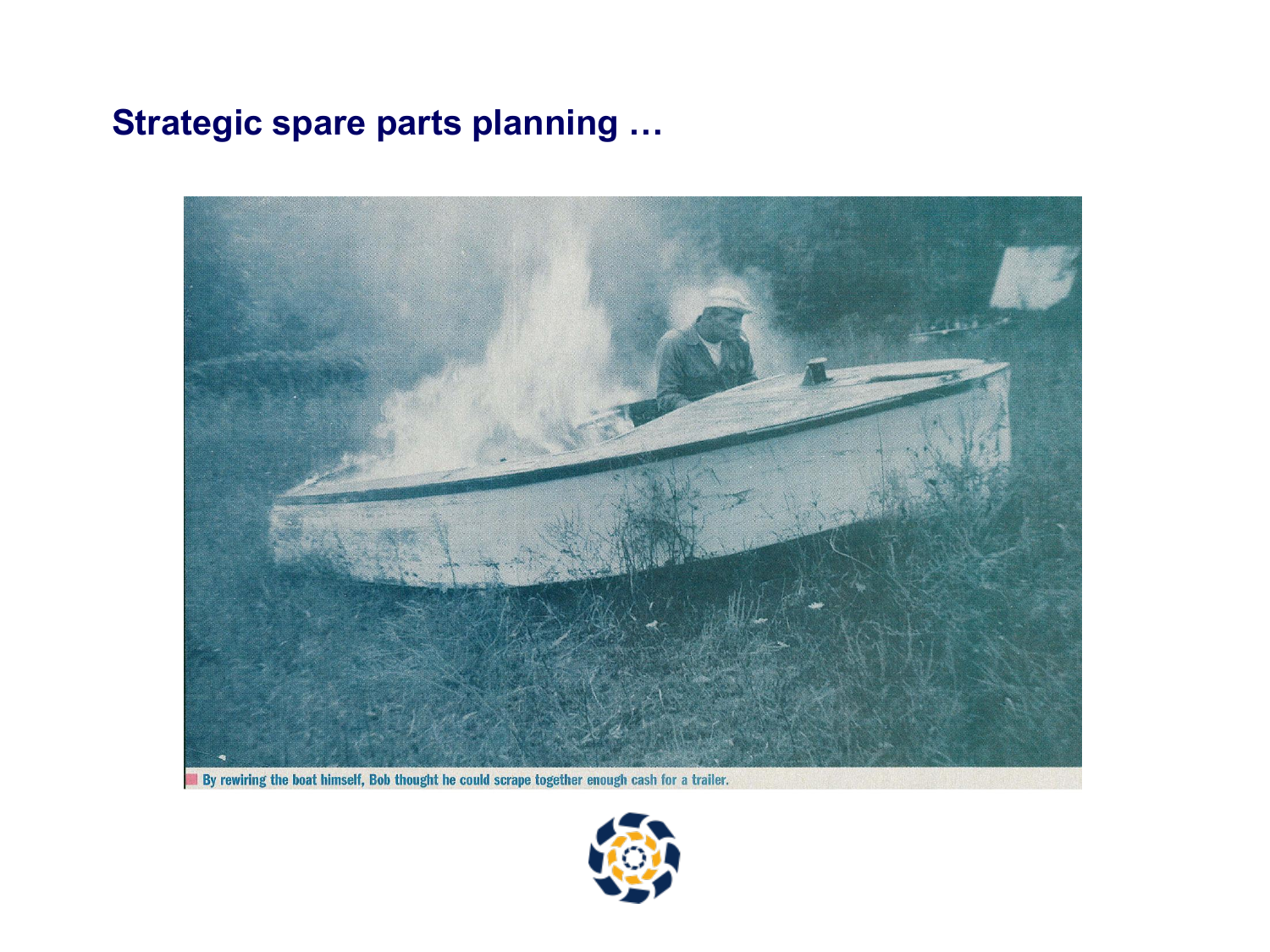## Strategic spare parts planning …

By rewiring the boat himself, Bob thought he could scrape together enough cash for a trailer.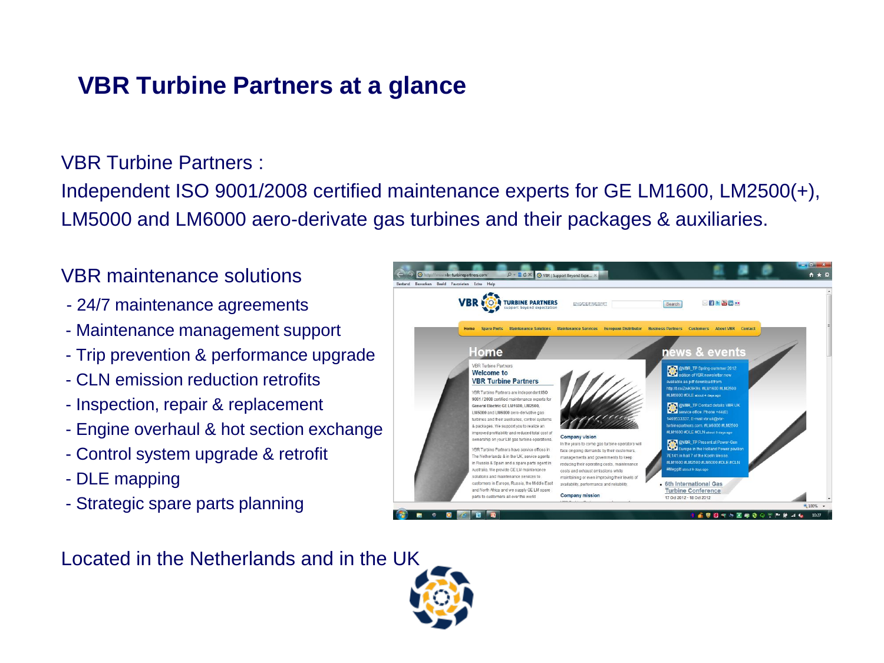# VBR Turbine Partners at a glance

VBR Turbine Partners :
Independent ISO 9001/2008 certified maintenance experts for GE LM1600, LM2500(+), LM5000 and LM6000 aero-derivate gas turbines and their packages & auxiliaries.

VBR maintenance solutions

- 24/7 maintenance agreements
- Maintenance management support
- Trip prevention & performance upgrade
- CLN emission reduction retrofits
- Inspection, repair & replacement
- Engine overhaul & hot section exchange
- Control system upgrade & retrofit
- DLE mapping
- Strategic spare parts planning

Located in the Netherlands and in the UK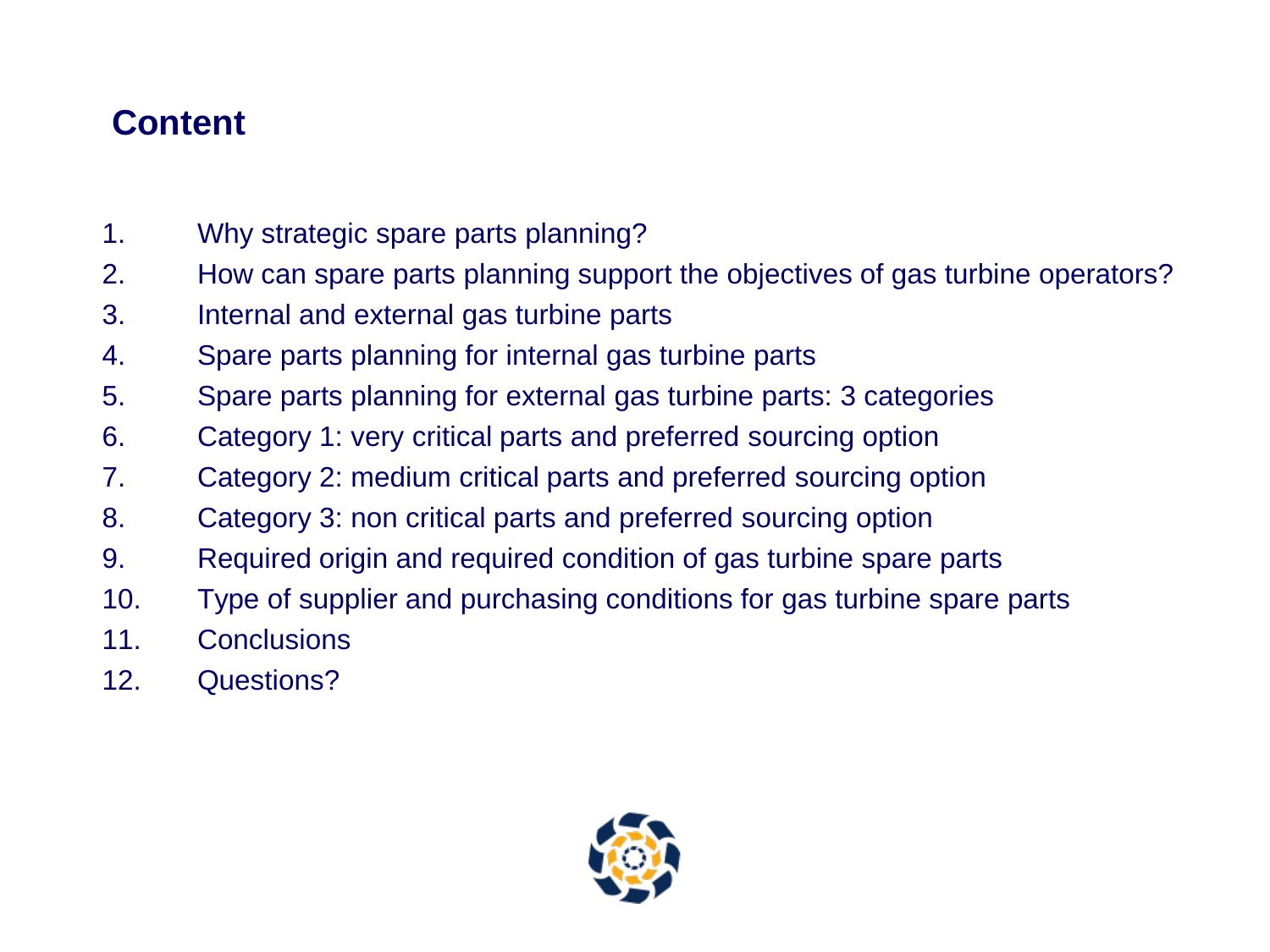# Content

1. Why strategic spare parts planning?
2. How can spare parts planning support the objectives of gas turbine operators?
3. Internal and external gas turbine parts
4. Spare parts planning for internal gas turbine parts
5. Spare parts planning for external gas turbine parts: 3 categories
6. Category 1: very critical parts and preferred sourcing option
7. Category 2: medium critical parts and preferred sourcing option
8. Category 3: non critical parts and preferred sourcing option
9. Required origin and required condition of gas turbine spare parts
10. Type of supplier and purchasing conditions for gas turbine spare parts
11. Conclusions
12. Questions?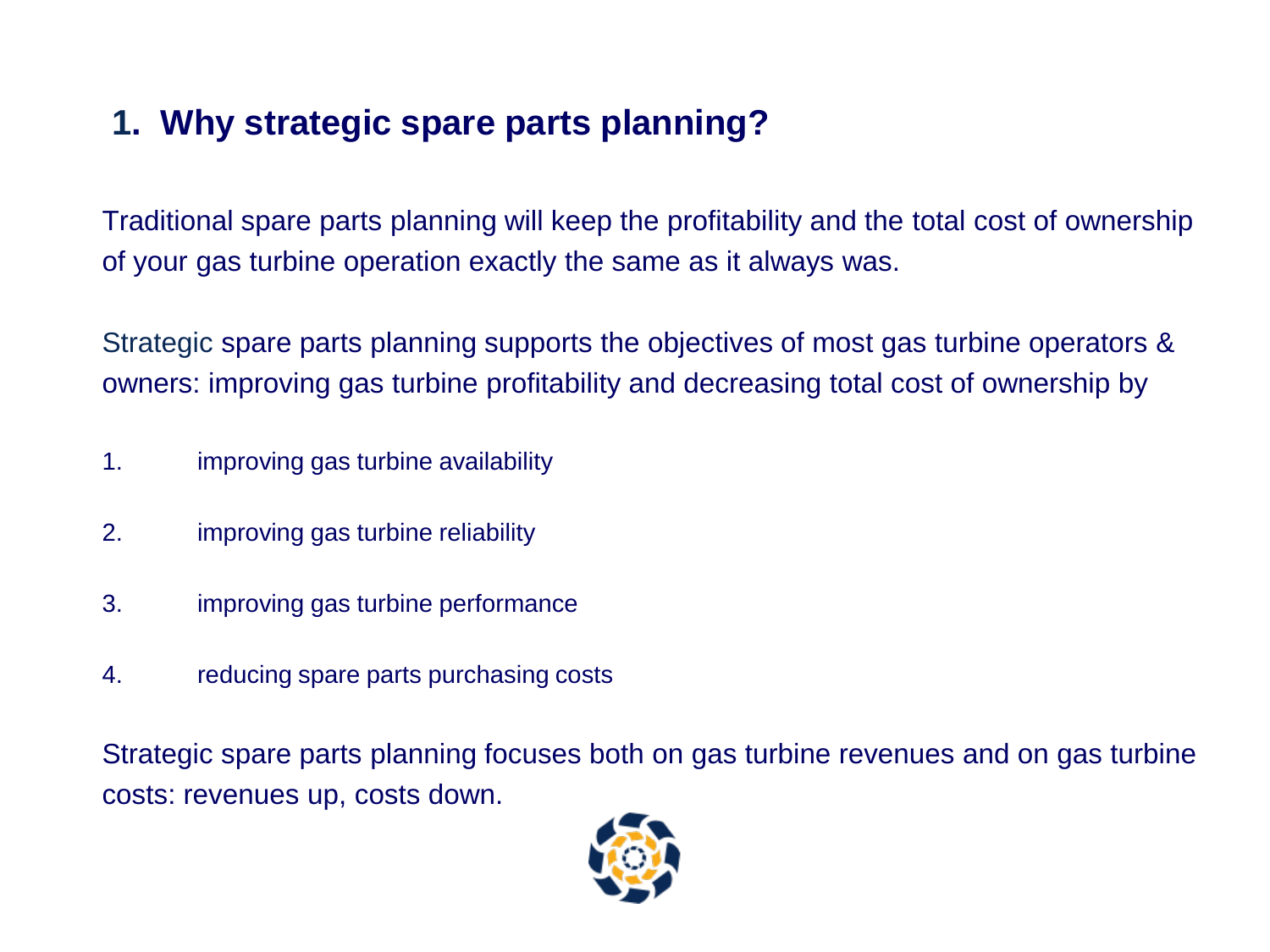## 1. Why strategic spare parts planning?

Traditional spare parts planning will keep the profitability and the total cost of ownership of your gas turbine operation exactly the same as it always was.

Strategic spare parts planning supports the objectives of most gas turbine operators & owners: improving gas turbine profitability and decreasing total cost of ownership by

1. improving gas turbine availability
2. improving gas turbine reliability
3. improving gas turbine performance
4. reducing spare parts purchasing costs

Strategic spare parts planning focuses both on gas turbine revenues and on gas turbine costs: revenues up, costs down.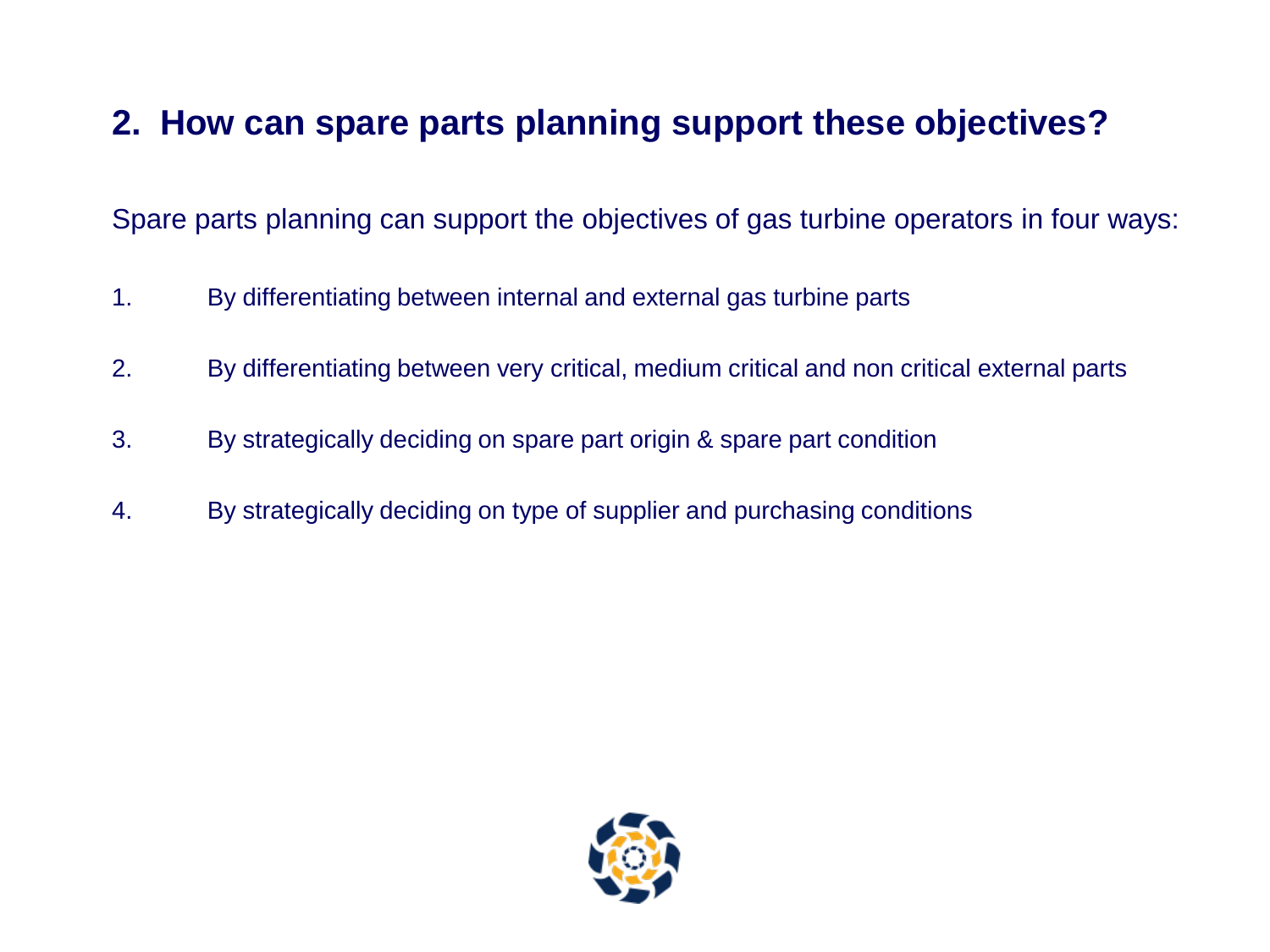## 2. How can spare parts planning support these objectives?

Spare parts planning can support the objectives of gas turbine operators in four ways:

1. By differentiating between internal and external gas turbine parts
2. By differentiating between very critical, medium critical and non critical external parts
3. By strategically deciding on spare part origin & spare part condition
4. By strategically deciding on type of supplier and purchasing conditions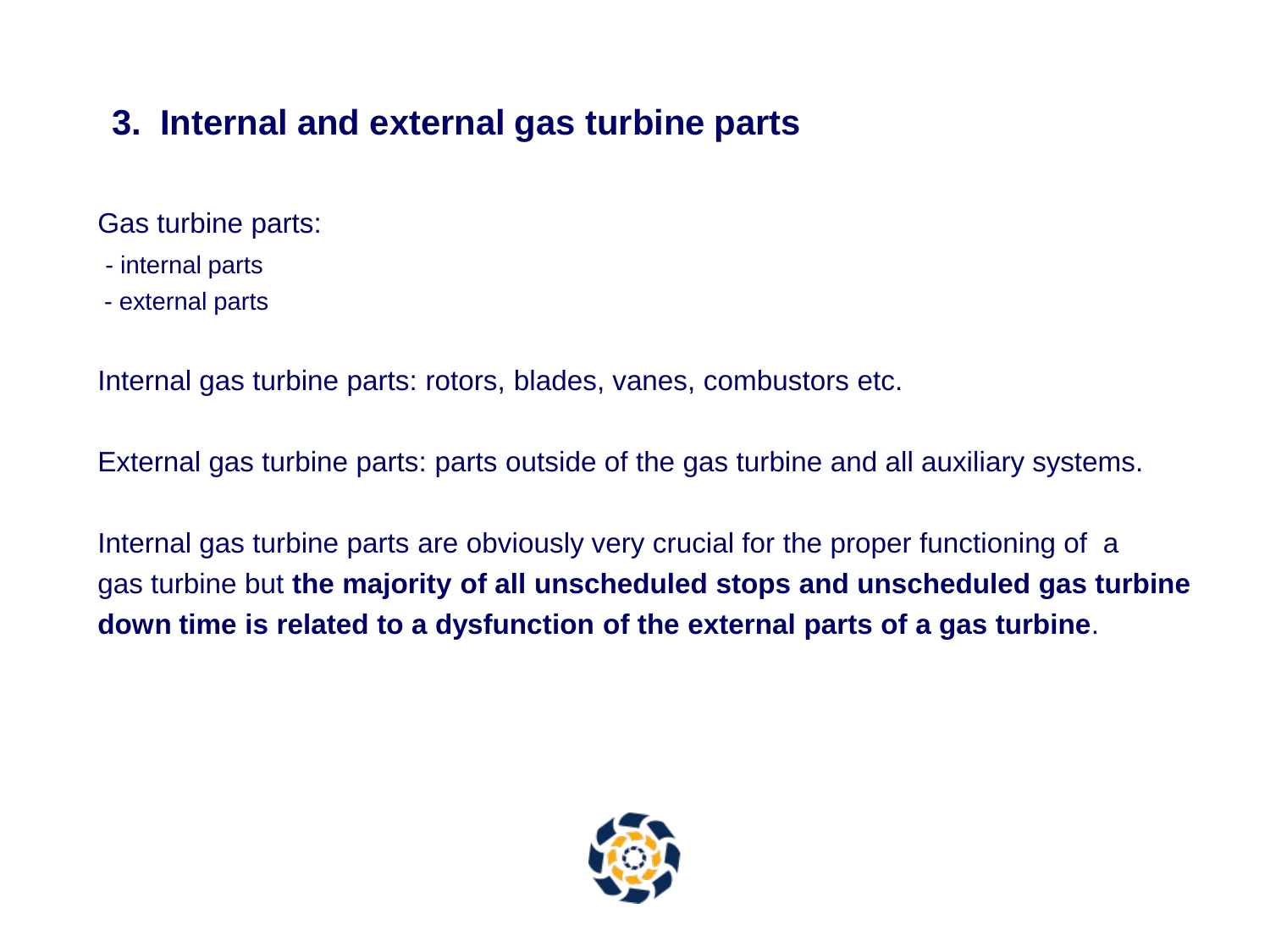## 3. Internal and external gas turbine parts

Gas turbine parts:

- internal parts
- external parts

Internal gas turbine parts: rotors, blades, vanes, combustors etc.

External gas turbine parts: parts outside of the gas turbine and all auxiliary systems.

Internal gas turbine parts are obviously very crucial for the proper functioning of a gas turbine but **the majority of all unscheduled stops and unscheduled gas turbine down time is related to a dysfunction of the external parts of a gas turbine**.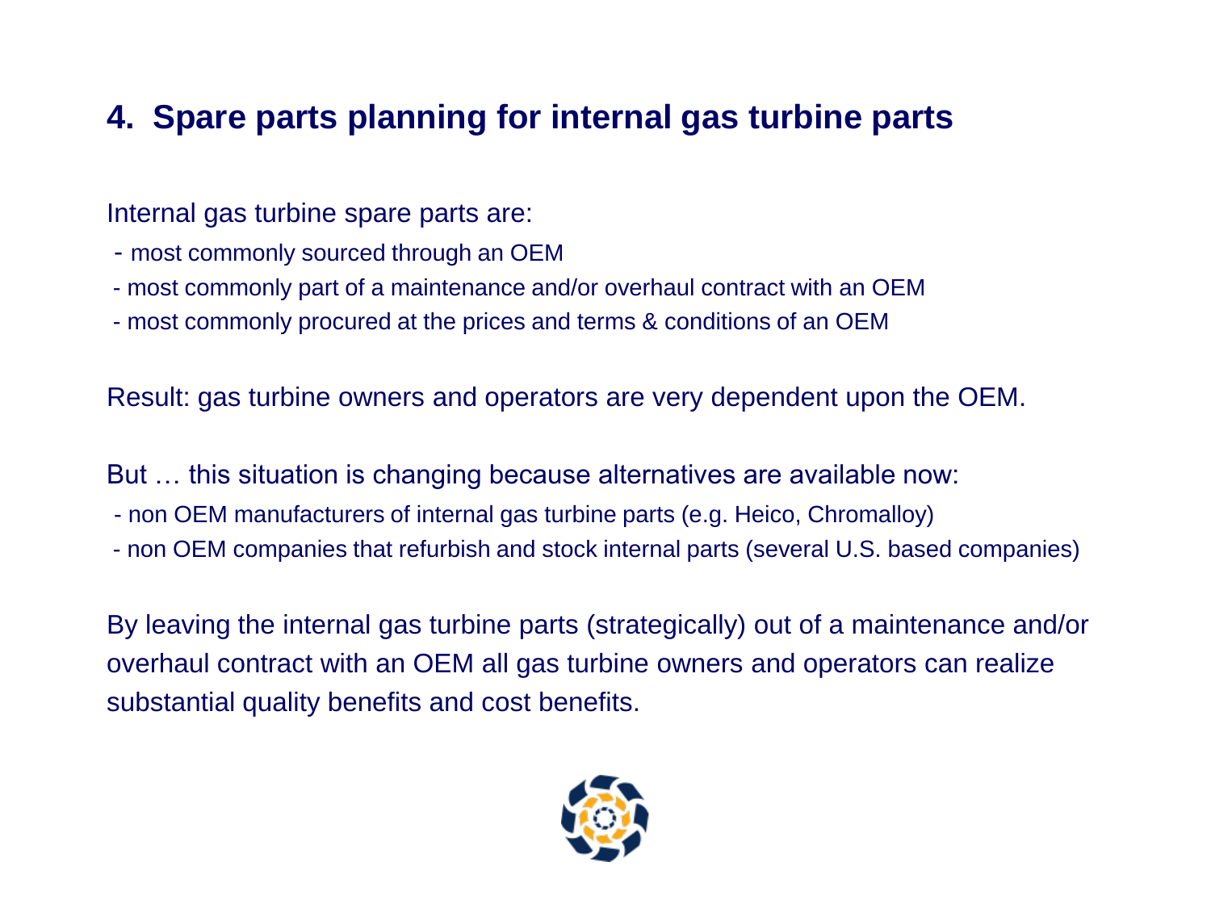## 4. Spare parts planning for internal gas turbine parts

Internal gas turbine spare parts are:

- most commonly sourced through an OEM
- most commonly part of a maintenance and/or overhaul contract with an OEM
- most commonly procured at the prices and terms & conditions of an OEM

Result: gas turbine owners and operators are very dependent upon the OEM.

But … this situation is changing because alternatives are available now:

- non OEM manufacturers of internal gas turbine parts (e.g. Heico, Chromalloy)
- non OEM companies that refurbish and stock internal parts (several U.S. based companies)

By leaving the internal gas turbine parts (strategically) out of a maintenance and/or overhaul contract with an OEM all gas turbine owners and operators can realize substantial quality benefits and cost benefits.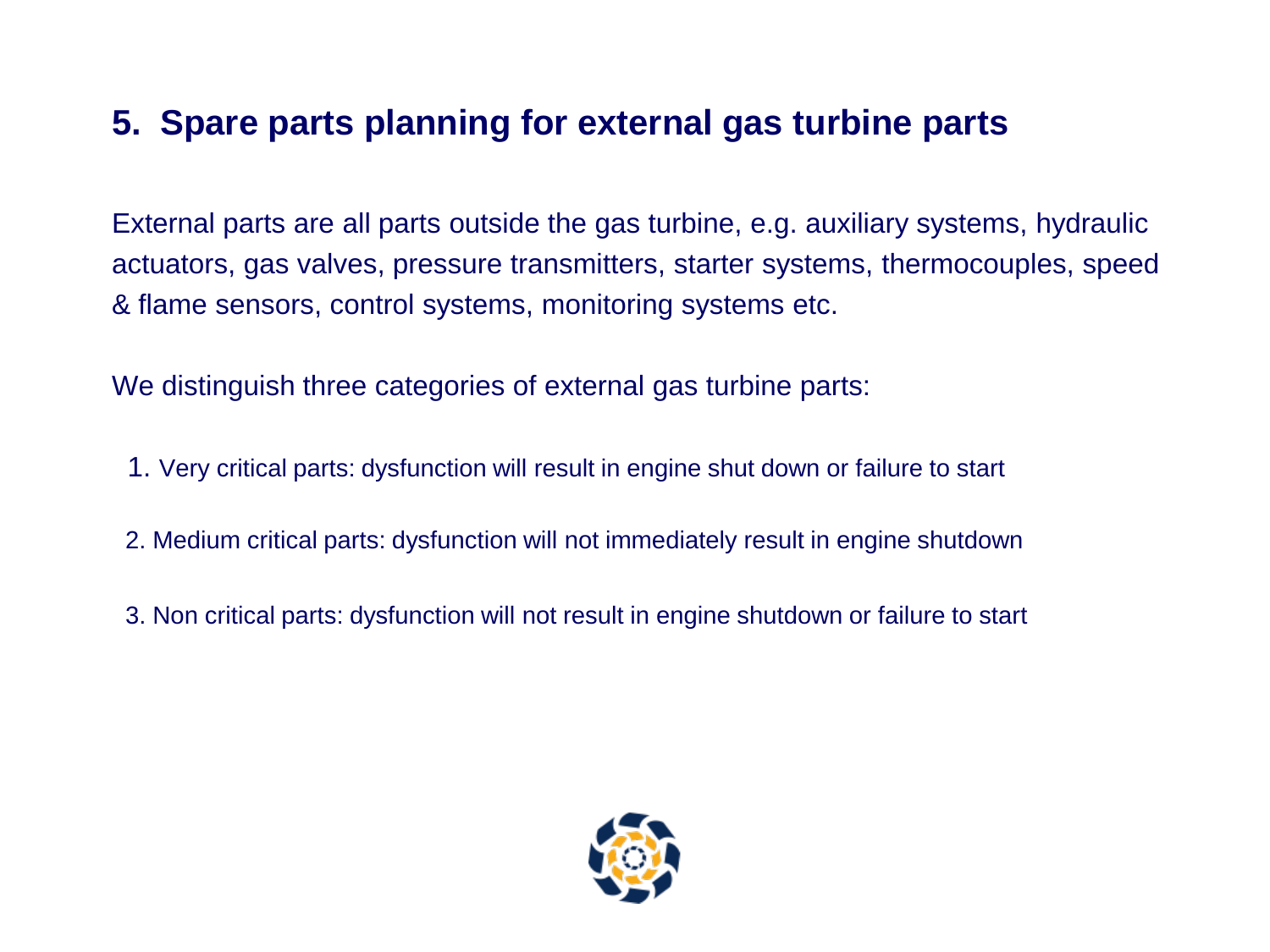## 5. Spare parts planning for external gas turbine parts

External parts are all parts outside the gas turbine, e.g. auxiliary systems, hydraulic actuators, gas valves, pressure transmitters, starter systems, thermocouples, speed & flame sensors, control systems, monitoring systems etc.

We distinguish three categories of external gas turbine parts:

1. Very critical parts: dysfunction will result in engine shut down or failure to start
2. Medium critical parts: dysfunction will not immediately result in engine shutdown
3. Non critical parts: dysfunction will not result in engine shutdown or failure to start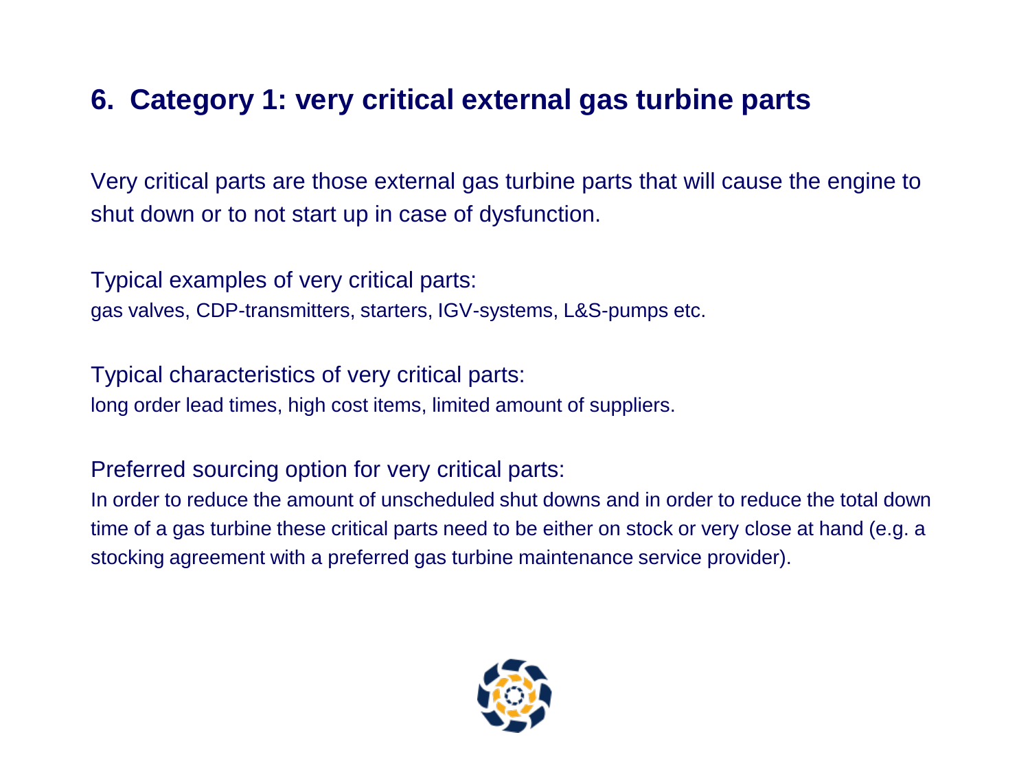## 6. Category 1: very critical external gas turbine parts

Very critical parts are those external gas turbine parts that will cause the engine to shut down or to not start up in case of dysfunction.

Typical examples of very critical parts:
gas valves, CDP-transmitters, starters, IGV-systems, L&S-pumps etc.

Typical characteristics of very critical parts:
long order lead times, high cost items, limited amount of suppliers.

Preferred sourcing option for very critical parts:
In order to reduce the amount of unscheduled shut downs and in order to reduce the total down time of a gas turbine these critical parts need to be either on stock or very close at hand (e.g. a stocking agreement with a preferred gas turbine maintenance service provider).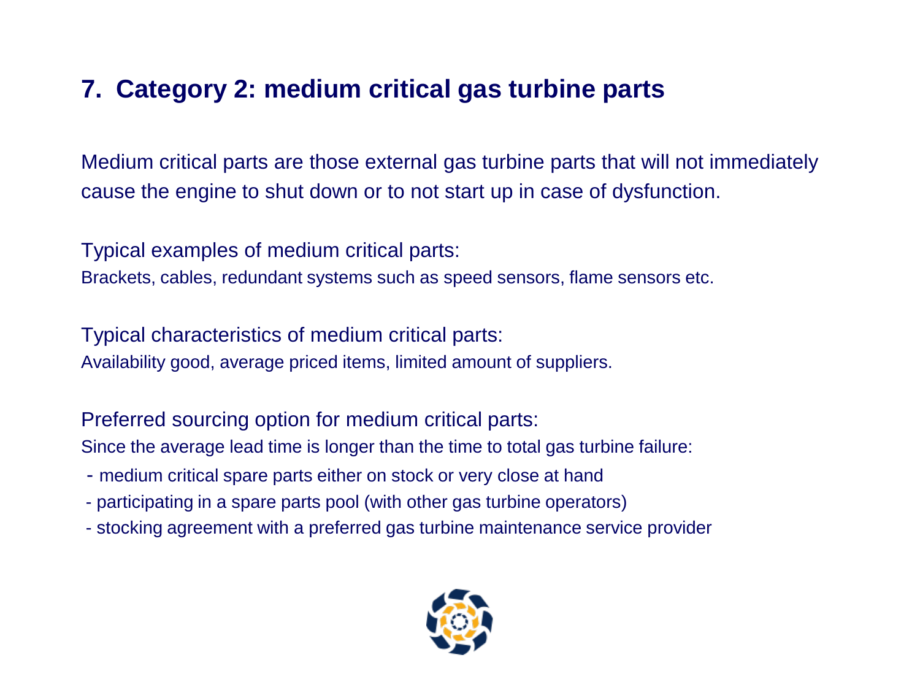# 7. Category 2: medium critical gas turbine parts

Medium critical parts are those external gas turbine parts that will not immediately cause the engine to shut down or to not start up in case of dysfunction.

Typical examples of medium critical parts:
Brackets, cables, redundant systems such as speed sensors, flame sensors etc.

Typical characteristics of medium critical parts:
Availability good, average priced items, limited amount of suppliers.

Preferred sourcing option for medium critical parts:
Since the average lead time is longer than the time to total gas turbine failure:

- medium critical spare parts either on stock or very close at hand
- participating in a spare parts pool (with other gas turbine operators)
- stocking agreement with a preferred gas turbine maintenance service provider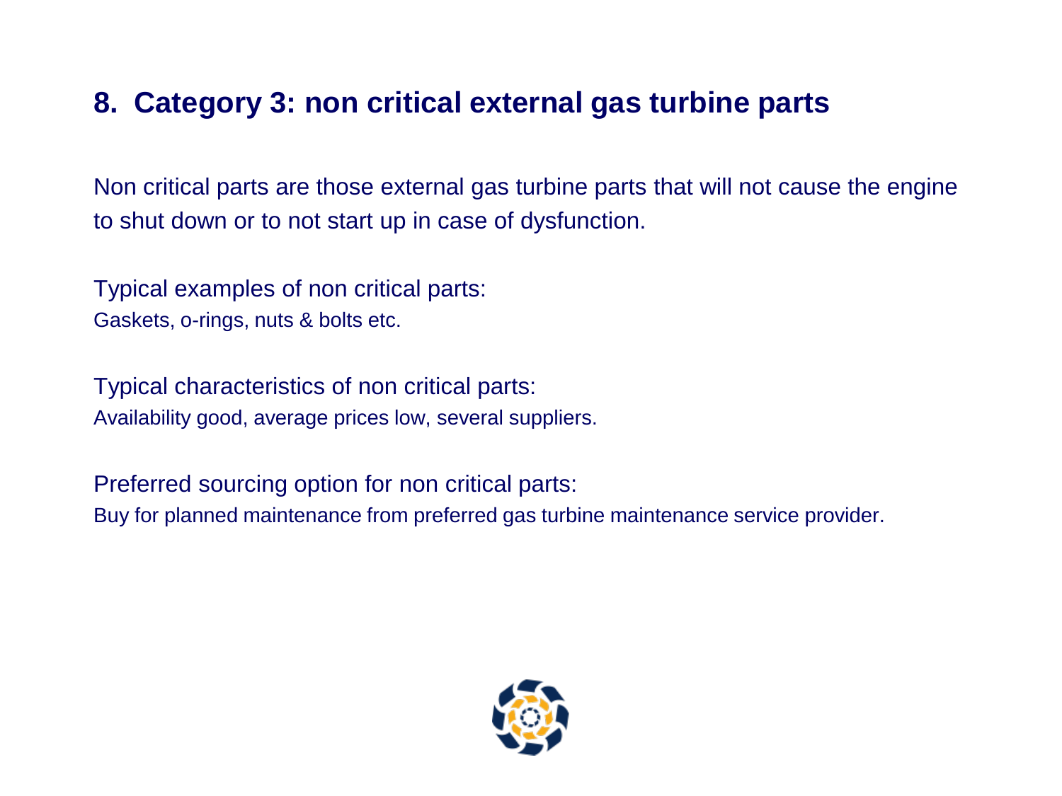## 8. Category 3: non critical external gas turbine parts

Non critical parts are those external gas turbine parts that will not cause the engine to shut down or to not start up in case of dysfunction.

Typical examples of non critical parts:
Gaskets, o-rings, nuts & bolts etc.

Typical characteristics of non critical parts:
Availability good, average prices low, several suppliers.

Preferred sourcing option for non critical parts:
Buy for planned maintenance from preferred gas turbine maintenance service provider.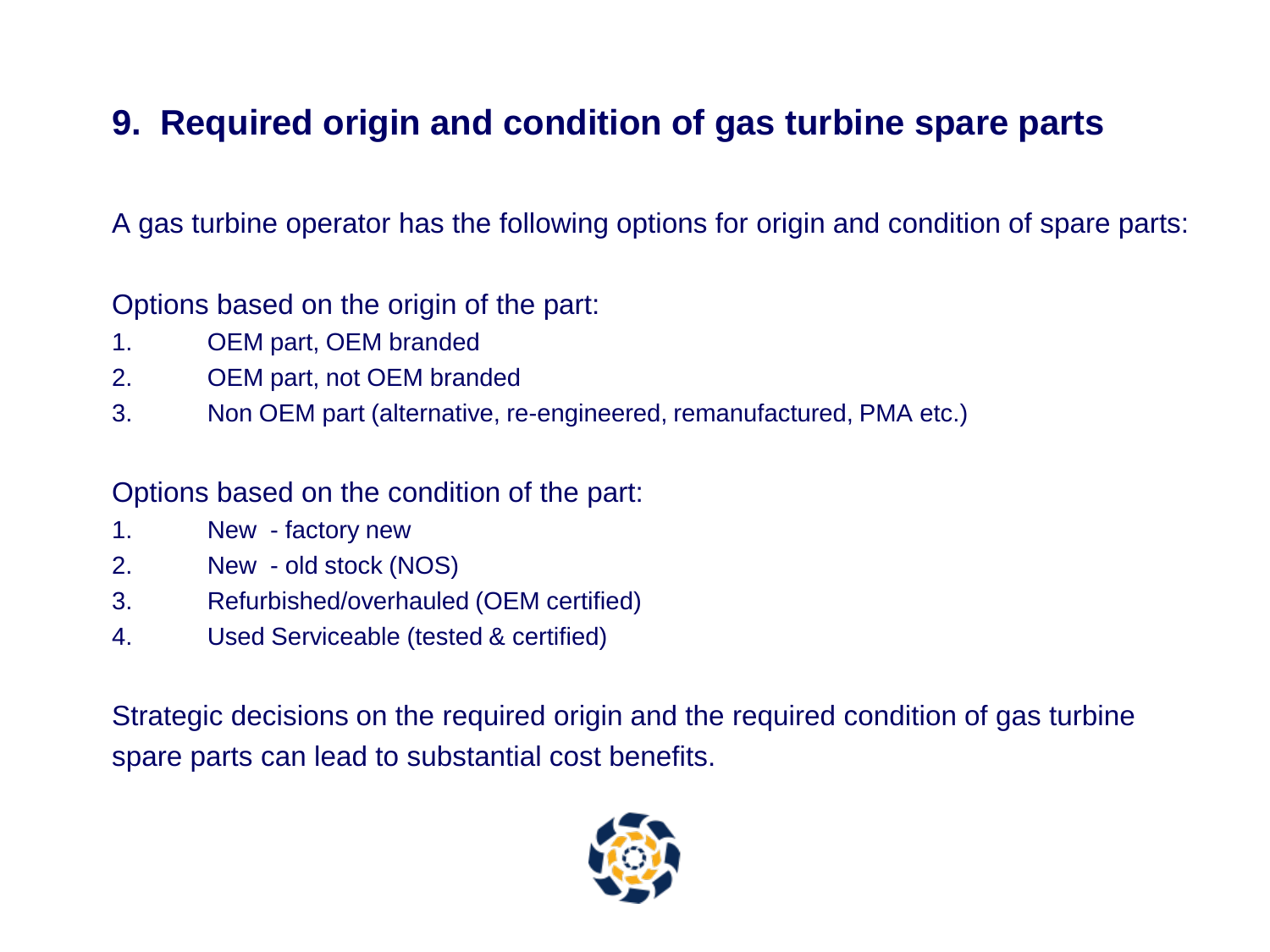## 9. Required origin and condition of gas turbine spare parts

A gas turbine operator has the following options for origin and condition of spare parts:

Options based on the origin of the part:

1. OEM part, OEM branded
2. OEM part, not OEM branded
3. Non OEM part (alternative, re-engineered, remanufactured, PMA etc.)

Options based on the condition of the part:

1. New - factory new
2. New - old stock (NOS)
3. Refurbished/overhauled (OEM certified)
4. Used Serviceable (tested & certified)

Strategic decisions on the required origin and the required condition of gas turbine spare parts can lead to substantial cost benefits.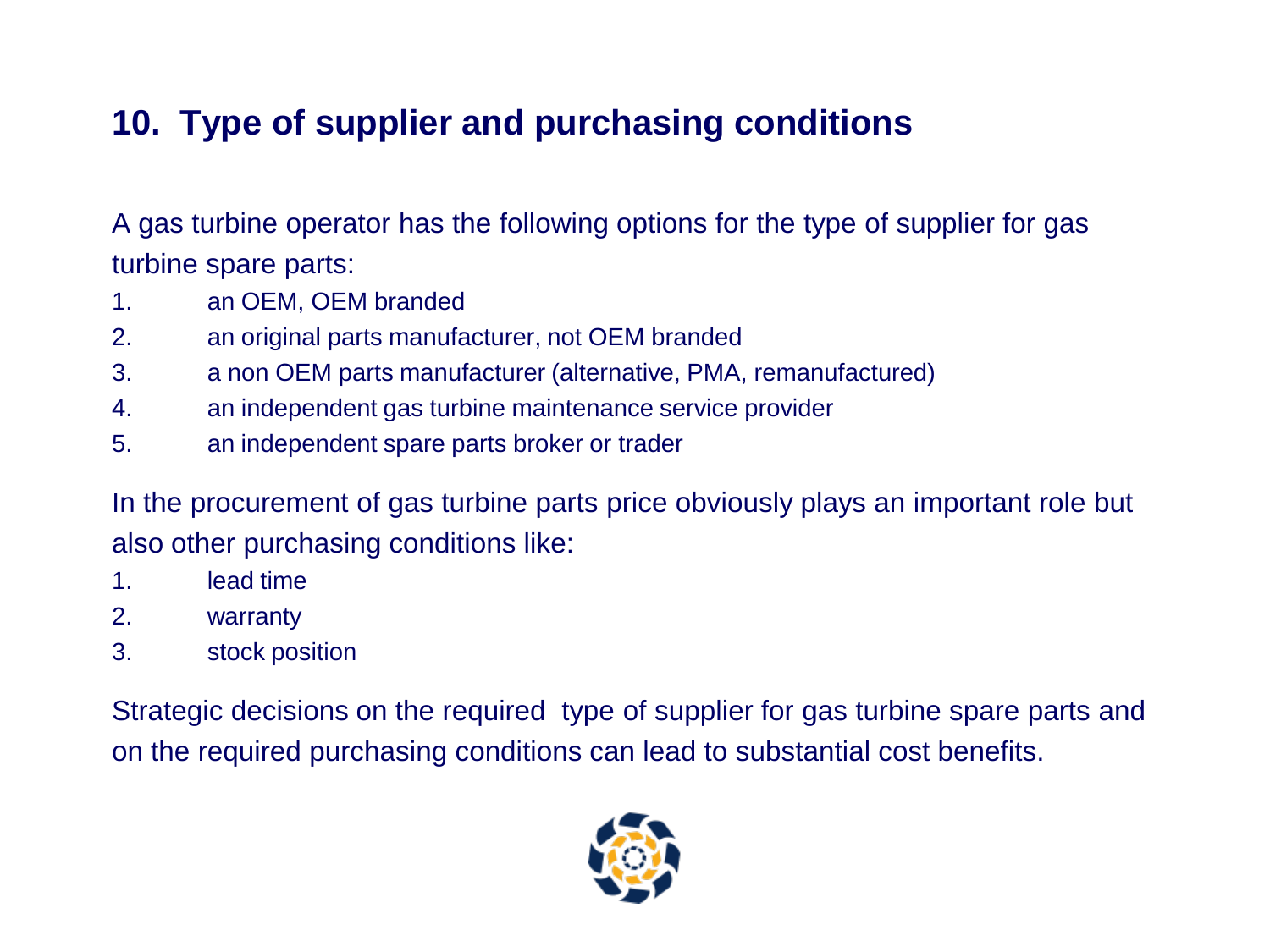## 10. Type of supplier and purchasing conditions

A gas turbine operator has the following options for the type of supplier for gas turbine spare parts:

1. an OEM, OEM branded
2. an original parts manufacturer, not OEM branded
3. a non OEM parts manufacturer (alternative, PMA, remanufactured)
4. an independent gas turbine maintenance service provider
5. an independent spare parts broker or trader

In the procurement of gas turbine parts price obviously plays an important role but also other purchasing conditions like:

1. lead time
2. warranty
3. stock position

Strategic decisions on the required type of supplier for gas turbine spare parts and on the required purchasing conditions can lead to substantial cost benefits.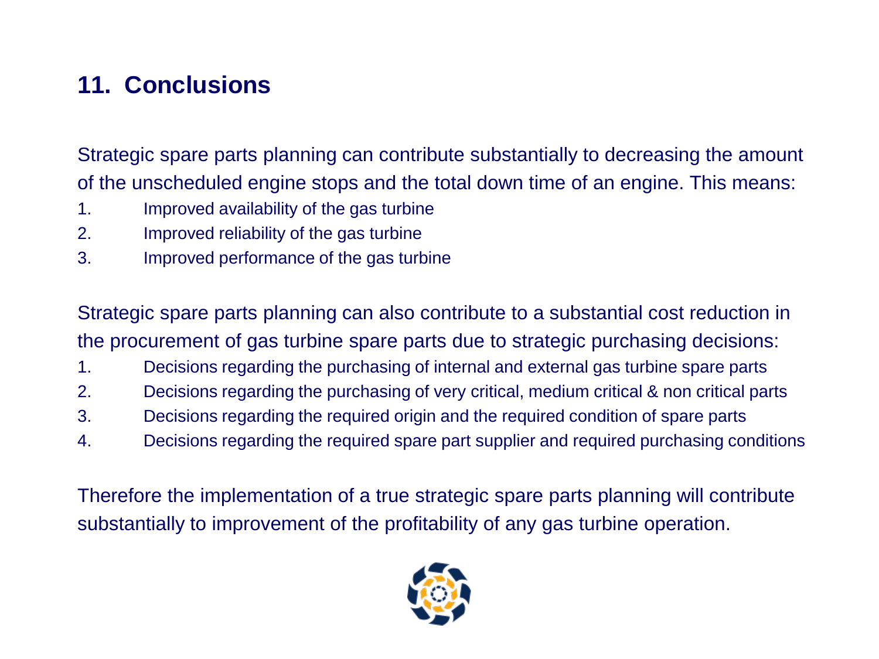## 11. Conclusions

Strategic spare parts planning can contribute substantially to decreasing the amount of the unscheduled engine stops and the total down time of an engine. This means:

1. Improved availability of the gas turbine
2. Improved reliability of the gas turbine
3. Improved performance of the gas turbine

Strategic spare parts planning can also contribute to a substantial cost reduction in the procurement of gas turbine spare parts due to strategic purchasing decisions:

1. Decisions regarding the purchasing of internal and external gas turbine spare parts
2. Decisions regarding the purchasing of very critical, medium critical & non critical parts
3. Decisions regarding the required origin and the required condition of spare parts
4. Decisions regarding the required spare part supplier and required purchasing conditions

Therefore the implementation of a true strategic spare parts planning will contribute substantially to improvement of the profitability of any gas turbine operation.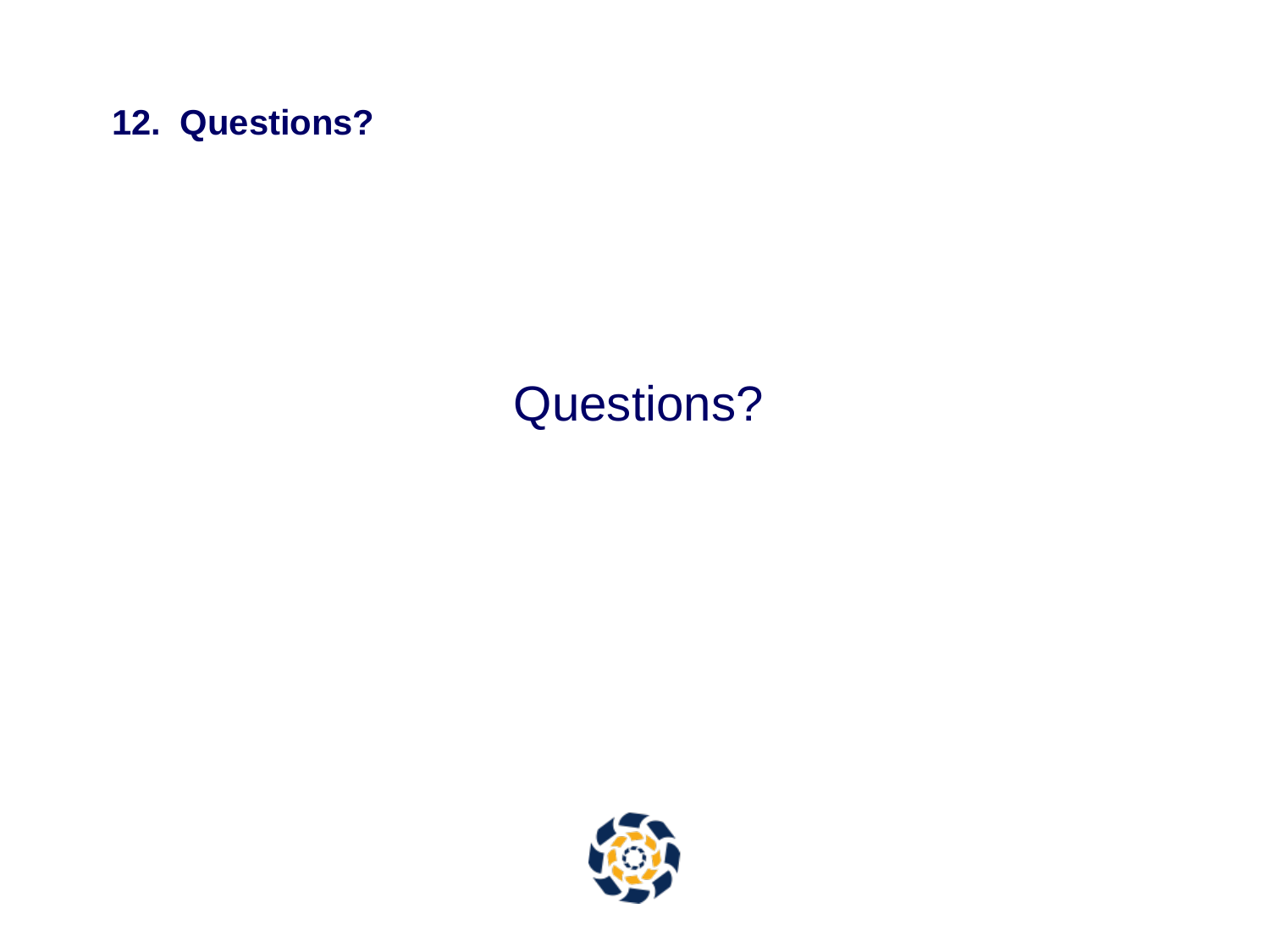## 12. Questions?

Questions?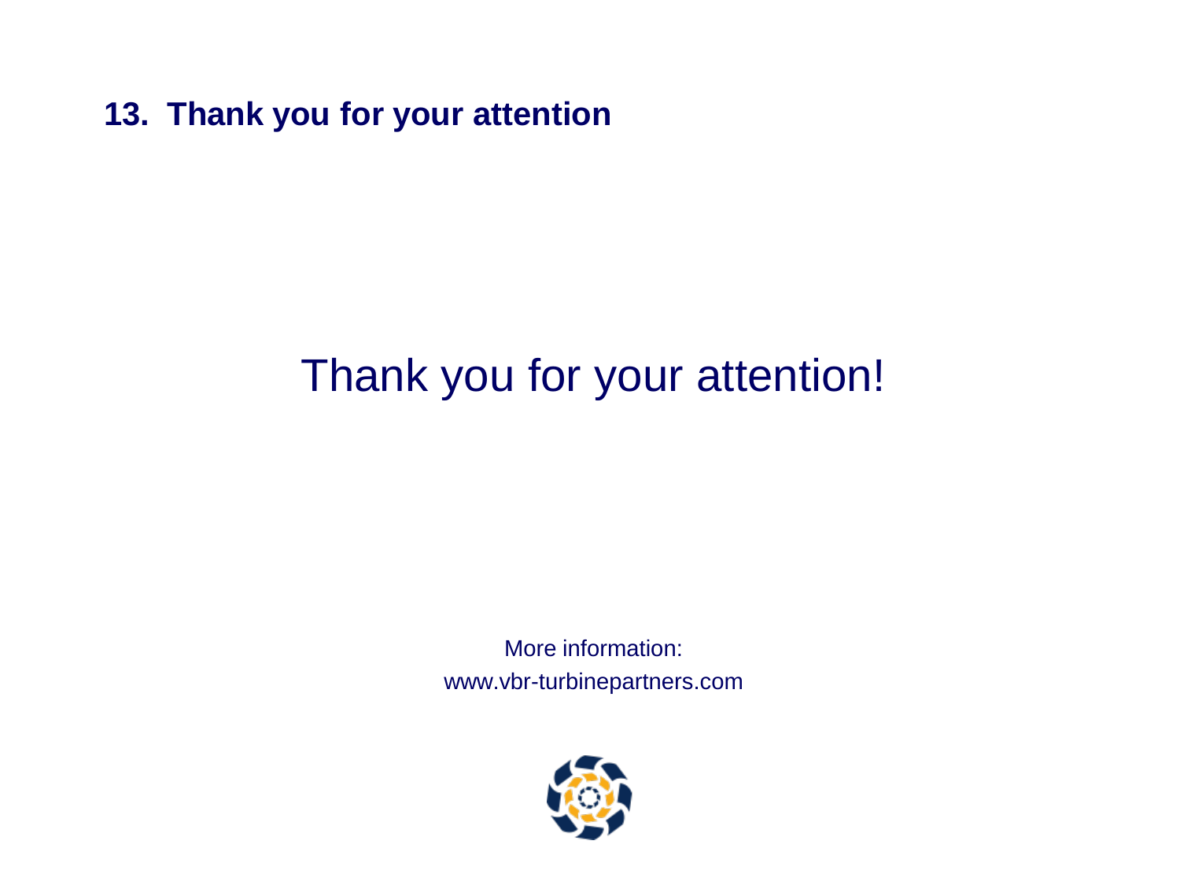## 13. Thank you for your attention

Thank you for your attention!

More information:
www.vbr-turbinepartners.com